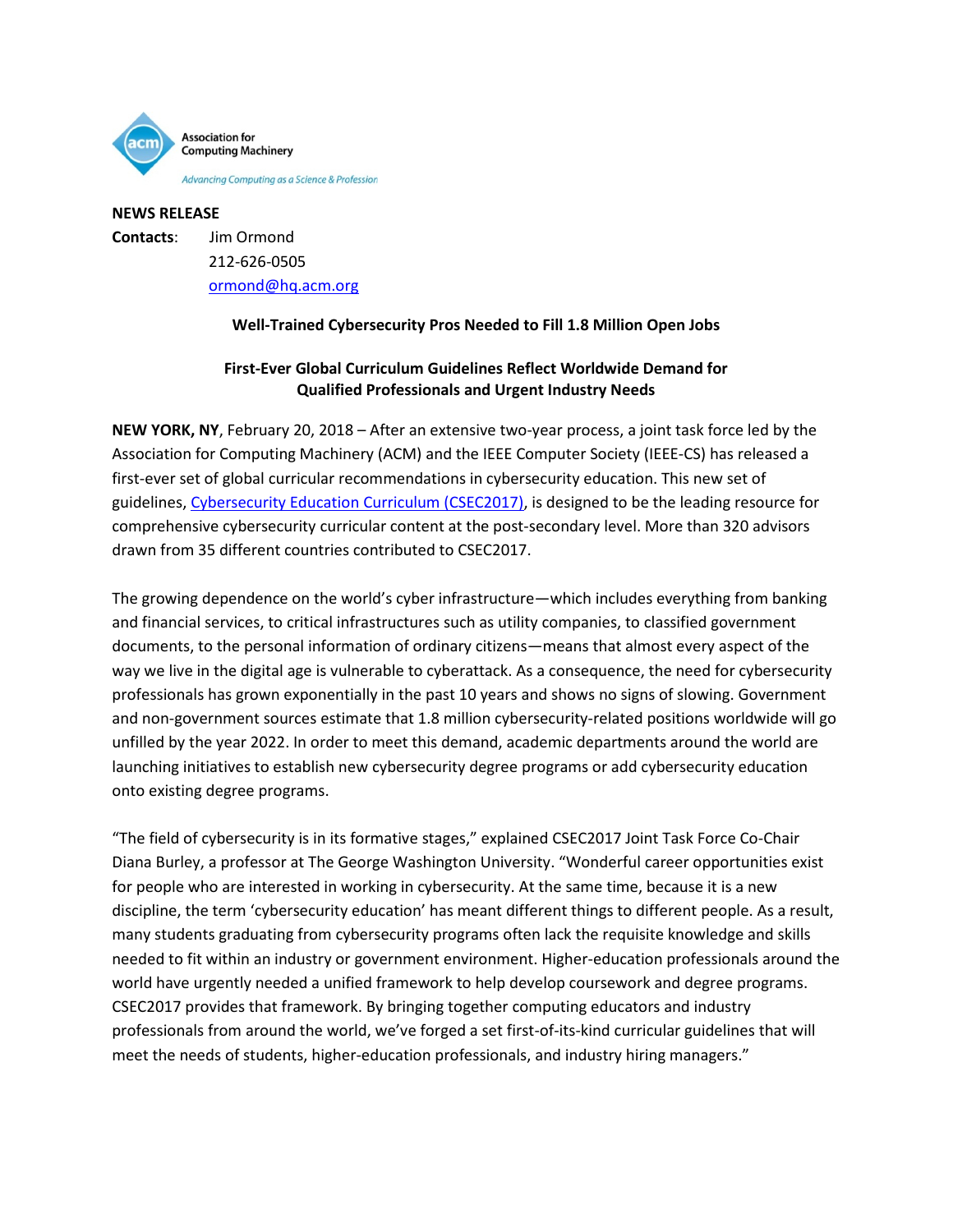Association for Computing Machinery

*Advancing Computing as a Science & Profession*

**NEWS RELEASE**

**Contacts**: Jim Ormond
212-626-0505
ormond@hq.acm.org

**Well-Trained Cybersecurity Pros Needed to Fill 1.8 Million Open Jobs**

**First-Ever Global Curriculum Guidelines Reflect Worldwide Demand for Qualified Professionals and Urgent Industry Needs**

**NEW YORK, NY**, February 20, 2018 – After an extensive two-year process, a joint task force led by the Association for Computing Machinery (ACM) and the IEEE Computer Society (IEEE-CS) has released a first-ever set of global curricular recommendations in cybersecurity education. This new set of guidelines, Cybersecurity Education Curriculum (CSEC2017), is designed to be the leading resource for comprehensive cybersecurity curricular content at the post-secondary level. More than 320 advisors drawn from 35 different countries contributed to CSEC2017.

The growing dependence on the world's cyber infrastructure—which includes everything from banking and financial services, to critical infrastructures such as utility companies, to classified government documents, to the personal information of ordinary citizens—means that almost every aspect of the way we live in the digital age is vulnerable to cyberattack. As a consequence, the need for cybersecurity professionals has grown exponentially in the past 10 years and shows no signs of slowing. Government and non-government sources estimate that 1.8 million cybersecurity-related positions worldwide will go unfilled by the year 2022. In order to meet this demand, academic departments around the world are launching initiatives to establish new cybersecurity degree programs or add cybersecurity education onto existing degree programs.

"The field of cybersecurity is in its formative stages," explained CSEC2017 Joint Task Force Co-Chair Diana Burley, a professor at The George Washington University. "Wonderful career opportunities exist for people who are interested in working in cybersecurity. At the same time, because it is a new discipline, the term 'cybersecurity education' has meant different things to different people. As a result, many students graduating from cybersecurity programs often lack the requisite knowledge and skills needed to fit within an industry or government environment. Higher-education professionals around the world have urgently needed a unified framework to help develop coursework and degree programs. CSEC2017 provides that framework. By bringing together computing educators and industry professionals from around the world, we've forged a set first-of-its-kind curricular guidelines that will meet the needs of students, higher-education professionals, and industry hiring managers."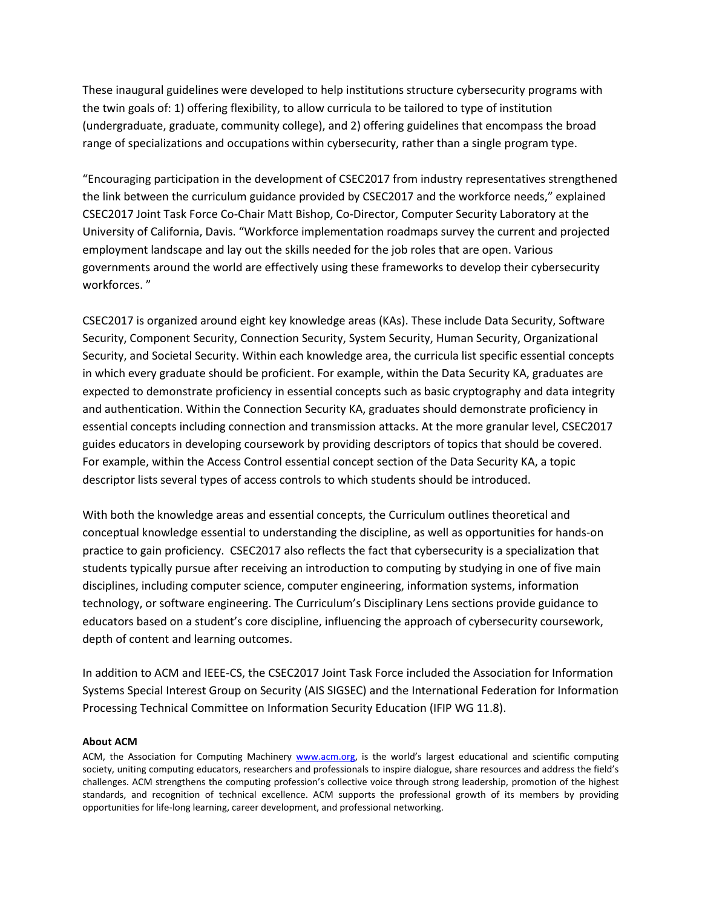These inaugural guidelines were developed to help institutions structure cybersecurity programs with the twin goals of: 1) offering flexibility, to allow curricula to be tailored to type of institution (undergraduate, graduate, community college), and 2) offering guidelines that encompass the broad range of specializations and occupations within cybersecurity, rather than a single program type.

"Encouraging participation in the development of CSEC2017 from industry representatives strengthened the link between the curriculum guidance provided by CSEC2017 and the workforce needs," explained CSEC2017 Joint Task Force Co-Chair Matt Bishop, Co-Director, Computer Security Laboratory at the University of California, Davis. "Workforce implementation roadmaps survey the current and projected employment landscape and lay out the skills needed for the job roles that are open. Various governments around the world are effectively using these frameworks to develop their cybersecurity workforces. "

CSEC2017 is organized around eight key knowledge areas (KAs). These include Data Security, Software Security, Component Security, Connection Security, System Security, Human Security, Organizational Security, and Societal Security. Within each knowledge area, the curricula list specific essential concepts in which every graduate should be proficient. For example, within the Data Security KA, graduates are expected to demonstrate proficiency in essential concepts such as basic cryptography and data integrity and authentication. Within the Connection Security KA, graduates should demonstrate proficiency in essential concepts including connection and transmission attacks. At the more granular level, CSEC2017 guides educators in developing coursework by providing descriptors of topics that should be covered. For example, within the Access Control essential concept section of the Data Security KA, a topic descriptor lists several types of access controls to which students should be introduced.

With both the knowledge areas and essential concepts, the Curriculum outlines theoretical and conceptual knowledge essential to understanding the discipline, as well as opportunities for hands-on practice to gain proficiency. CSEC2017 also reflects the fact that cybersecurity is a specialization that students typically pursue after receiving an introduction to computing by studying in one of five main disciplines, including computer science, computer engineering, information systems, information technology, or software engineering. The Curriculum's Disciplinary Lens sections provide guidance to educators based on a student's core discipline, influencing the approach of cybersecurity coursework, depth of content and learning outcomes.

In addition to ACM and IEEE-CS, the CSEC2017 Joint Task Force included the Association for Information Systems Special Interest Group on Security (AIS SIGSEC) and the International Federation for Information Processing Technical Committee on Information Security Education (IFIP WG 11.8).

**About ACM**

ACM, the Association for Computing Machinery www.acm.org, is the world's largest educational and scientific computing society, uniting computing educators, researchers and professionals to inspire dialogue, share resources and address the field's challenges. ACM strengthens the computing profession's collective voice through strong leadership, promotion of the highest standards, and recognition of technical excellence. ACM supports the professional growth of its members by providing opportunities for life-long learning, career development, and professional networking.